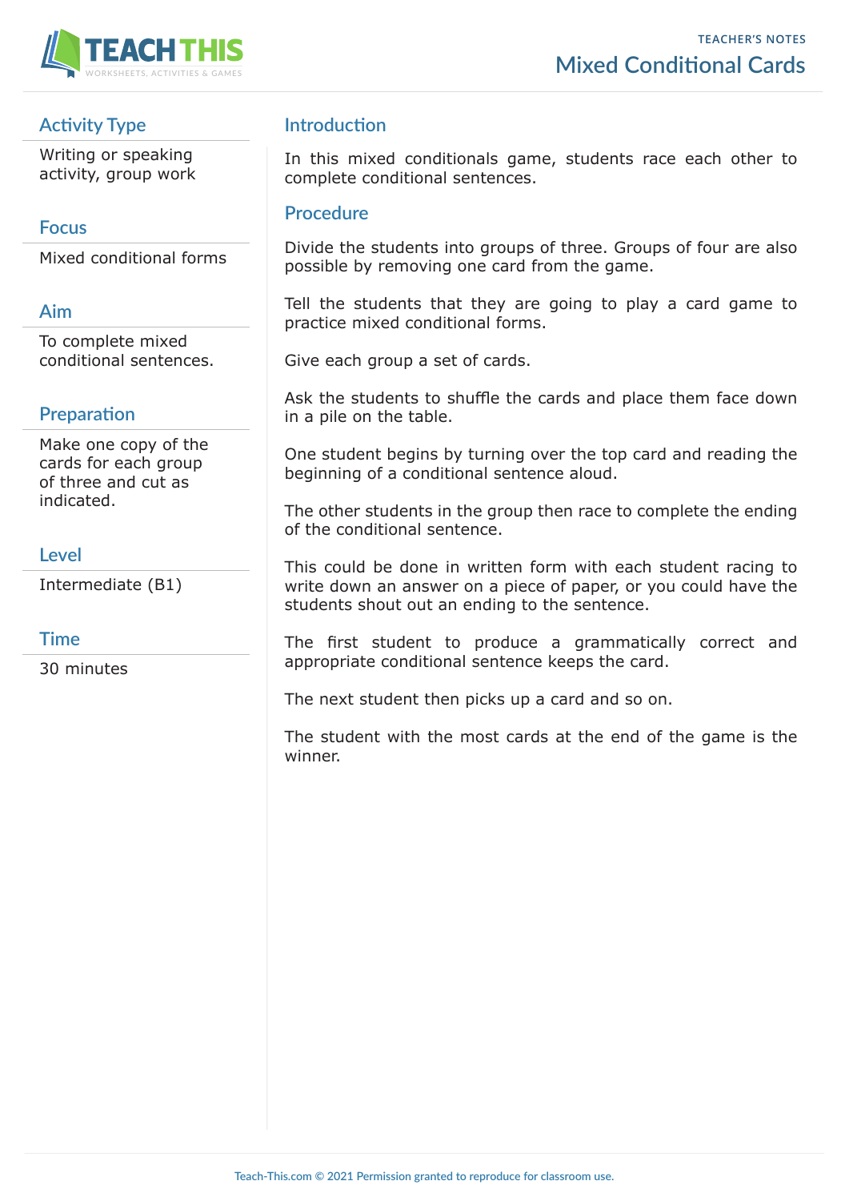TEACHER'S NOTES

# Mixed Conditional Cards

## Activity Type

Writing or speaking activity, group work

## Focus

Mixed conditional forms

## Aim

To complete mixed conditional sentences.

## Preparation

Make one copy of the cards for each group of three and cut as indicated.

## Level

Intermediate (B1)

## Time

30 minutes

## Introduction

In this mixed conditionals game, students race each other to complete conditional sentences.

## Procedure

Divide the students into groups of three. Groups of four are also possible by removing one card from the game.

Tell the students that they are going to play a card game to practice mixed conditional forms.

Give each group a set of cards.

Ask the students to shuffle the cards and place them face down in a pile on the table.

One student begins by turning over the top card and reading the beginning of a conditional sentence aloud.

The other students in the group then race to complete the ending of the conditional sentence.

This could be done in written form with each student racing to write down an answer on a piece of paper, or you could have the students shout out an ending to the sentence.

The first student to produce a grammatically correct and appropriate conditional sentence keeps the card.

The next student then picks up a card and so on.

The student with the most cards at the end of the game is the winner.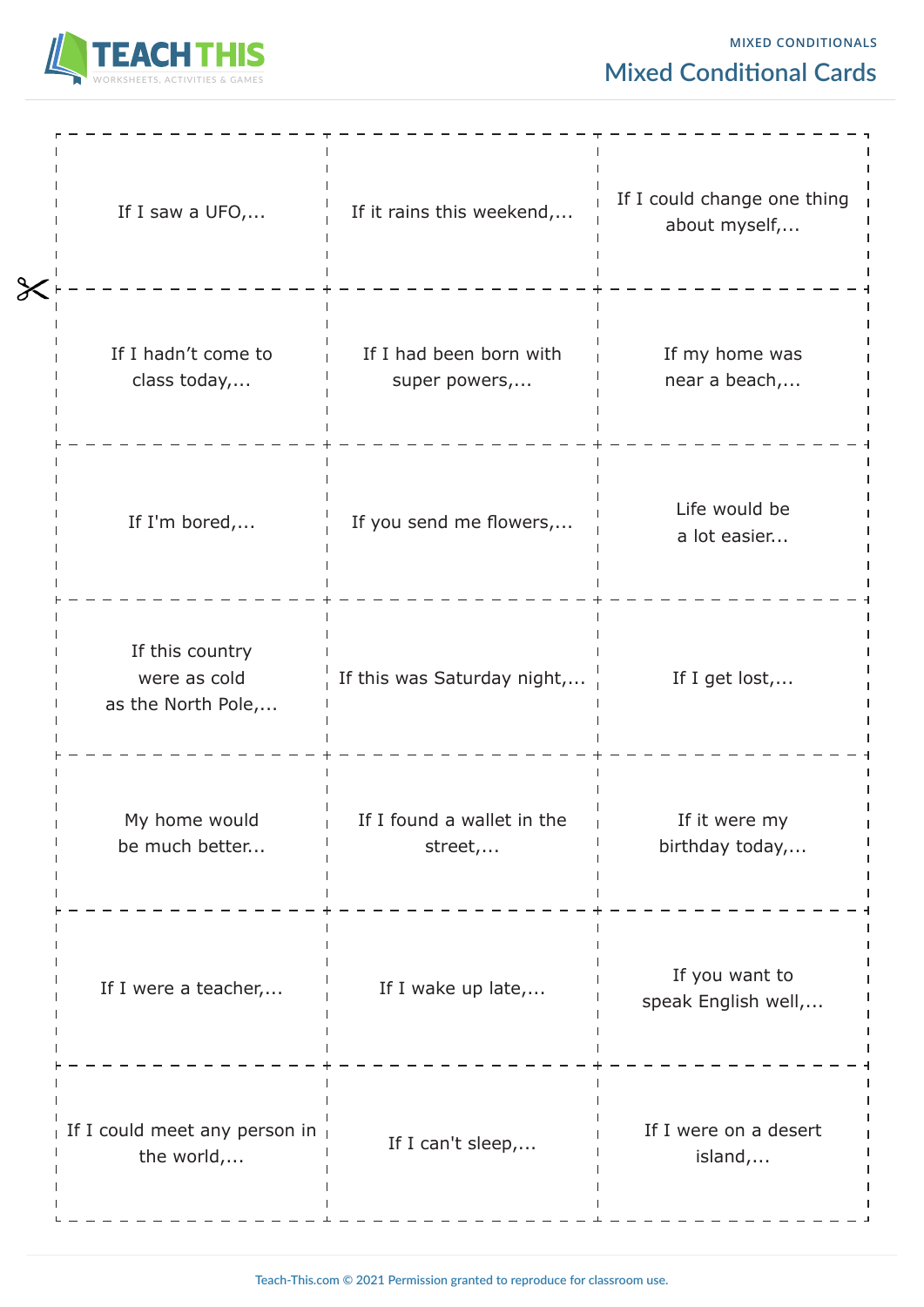MIXED CONDITIONALS

# Mixed Conditional Cards

| | | |
|---|---|---|
| If I saw a UFO,... | If it rains this weekend,... | If I could change one thing about myself,... |
| If I hadn't come to class today,... | If I had been born with super powers,... | If my home was near a beach,... |
| If I'm bored,... | If you send me flowers,... | Life would be a lot easier... |
| If this country were as cold as the North Pole,... | If this was Saturday night,... | If I get lost,... |
| My home would be much better... | If I found a wallet in the street,... | If it were my birthday today,... |
| If I were a teacher,... | If I wake up late,... | If you want to speak English well,... |
| If I could meet any person in the world,... | If I can't sleep,... | If I were on a desert island,... |

Teach-This.com © 2021 Permission granted to reproduce for classroom use.